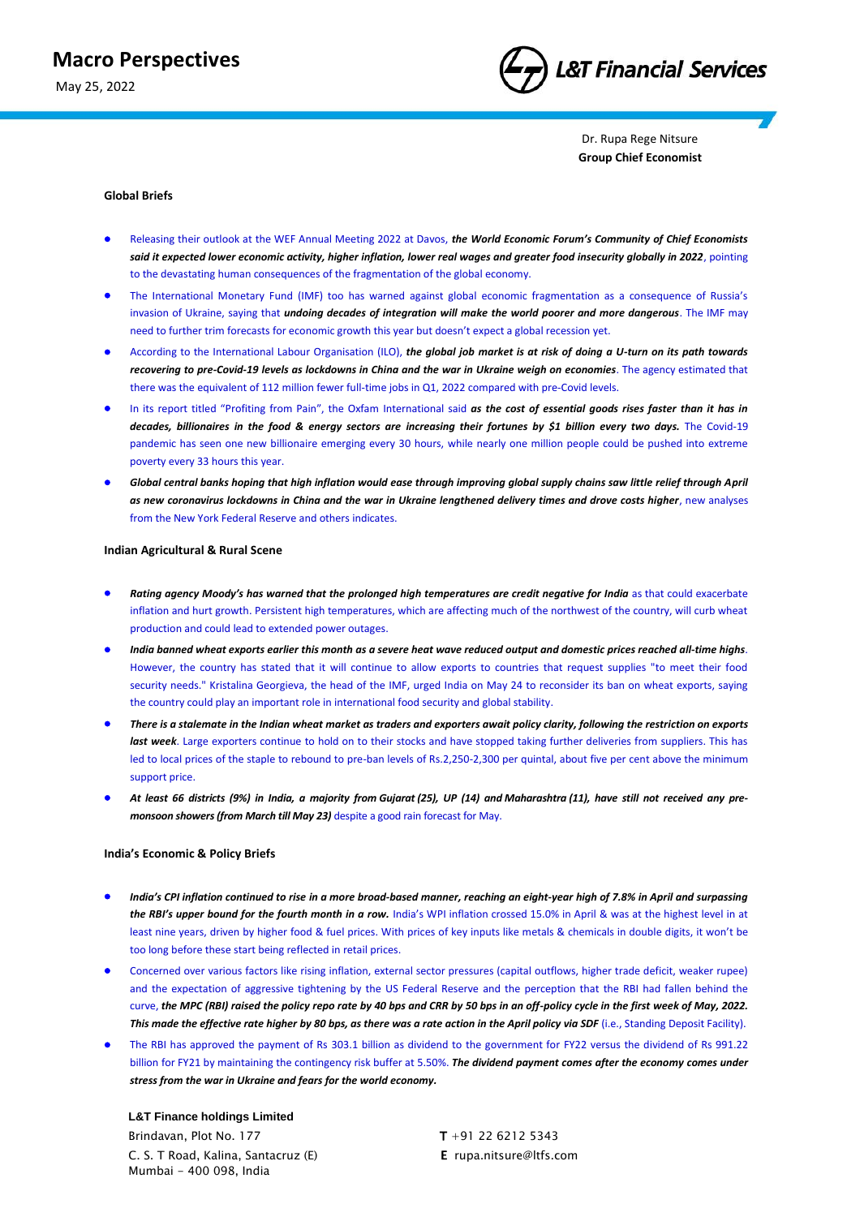# Macro Perspectives

May 25, 2022

L&T Financial Services

Dr. Rupa Rege Nitsure
**Group Chief Economist**

## Global Briefs

- Releasing their outlook at the WEF Annual Meeting 2022 at Davos, ***the World Economic Forum's Community of Chief Economists said it expected lower economic activity, higher inflation, lower real wages and greater food insecurity globally in 2022***, pointing to the devastating human consequences of the fragmentation of the global economy.
- The International Monetary Fund (IMF) too has warned against global economic fragmentation as a consequence of Russia's invasion of Ukraine, saying that ***undoing decades of integration will make the world poorer and more dangerous***. The IMF may need to further trim forecasts for economic growth this year but doesn't expect a global recession yet.
- According to the International Labour Organisation (ILO), ***the global job market is at risk of doing a U-turn on its path towards recovering to pre-Covid-19 levels as lockdowns in China and the war in Ukraine weigh on economies***. The agency estimated that there was the equivalent of 112 million fewer full-time jobs in Q1, 2022 compared with pre-Covid levels.
- In its report titled "Profiting from Pain", the Oxfam International said ***as the cost of essential goods rises faster than it has in decades, billionaires in the food & energy sectors are increasing their fortunes by $1 billion every two days.*** The Covid-19 pandemic has seen one new billionaire emerging every 30 hours, while nearly one million people could be pushed into extreme poverty every 33 hours this year.
- ***Global central banks hoping that high inflation would ease through improving global supply chains saw little relief through April as new coronavirus lockdowns in China and the war in Ukraine lengthened delivery times and drove costs higher***, new analyses from the New York Federal Reserve and others indicates.

## Indian Agricultural & Rural Scene

- ***Rating agency Moody's has warned that the prolonged high temperatures are credit negative for India*** as that could exacerbate inflation and hurt growth. Persistent high temperatures, which are affecting much of the northwest of the country, will curb wheat production and could lead to extended power outages.
- ***India banned wheat exports earlier this month as a severe heat wave reduced output and domestic prices reached all-time highs***. However, the country has stated that it will continue to allow exports to countries that request supplies "to meet their food security needs." Kristalina Georgieva, the head of the IMF, urged India on May 24 to reconsider its ban on wheat exports, saying the country could play an important role in international food security and global stability.
- ***There is a stalemate in the Indian wheat market as traders and exporters await policy clarity, following the restriction on exports last week***. Large exporters continue to hold on to their stocks and have stopped taking further deliveries from suppliers. This has led to local prices of the staple to rebound to pre-ban levels of Rs.2,250-2,300 per quintal, about five per cent above the minimum support price.
- ***At least 66 districts (9%) in India, a majority from Gujarat (25), UP (14) and Maharashtra (11), have still not received any pre-monsoon showers (from March till May 23)*** despite a good rain forecast for May.

## India's Economic & Policy Briefs

- ***India's CPI inflation continued to rise in a more broad-based manner, reaching an eight-year high of 7.8% in April and surpassing the RBI's upper bound for the fourth month in a row.*** India's WPI inflation crossed 15.0% in April & was at the highest level in at least nine years, driven by higher food & fuel prices. With prices of key inputs like metals & chemicals in double digits, it won't be too long before these start being reflected in retail prices.
- Concerned over various factors like rising inflation, external sector pressures (capital outflows, higher trade deficit, weaker rupee) and the expectation of aggressive tightening by the US Federal Reserve and the perception that the RBI had fallen behind the curve, ***the MPC (RBI) raised the policy repo rate by 40 bps and CRR by 50 bps in an off-policy cycle in the first week of May, 2022. This made the effective rate higher by 80 bps, as there was a rate action in the April policy via SDF*** (i.e., Standing Deposit Facility).
- The RBI has approved the payment of Rs 303.1 billion as dividend to the government for FY22 versus the dividend of Rs 991.22 billion for FY21 by maintaining the contingency risk buffer at 5.50%. ***The dividend payment comes after the economy comes under stress from the war in Ukraine and fears for the world economy.***

**L&T Finance holdings Limited**
Brindavan, Plot No. 177
C. S. T Road, Kalina, Santacruz (E)
Mumbai - 400 098, India

**T** +91 22 6212 5343
**E** rupa.nitsure@ltfs.com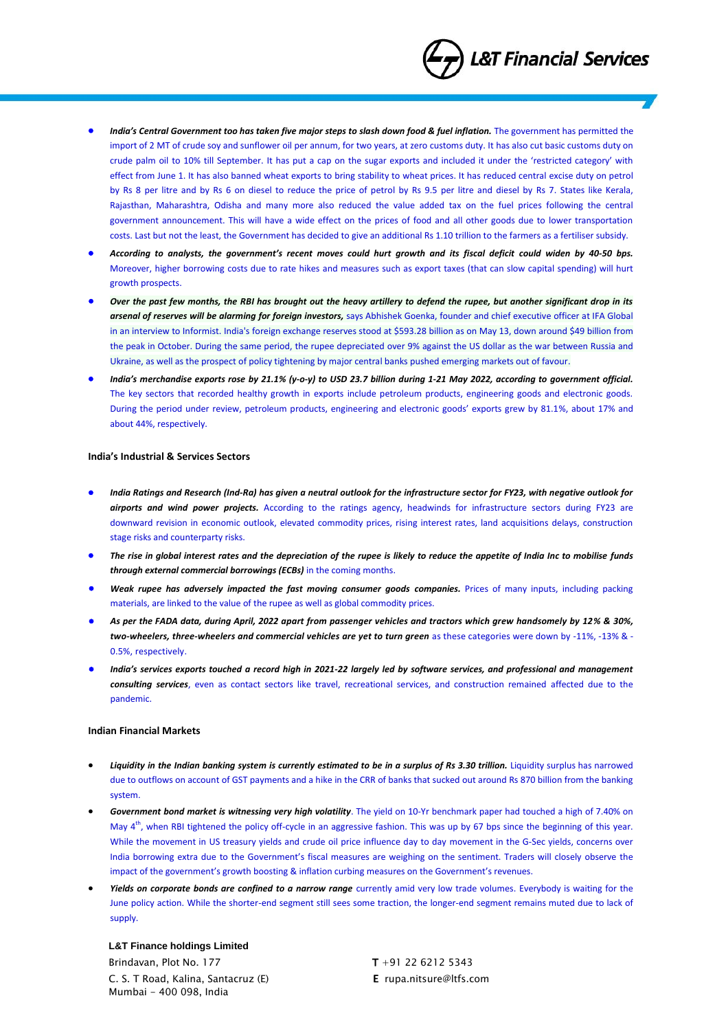- ***India's Central Government too has taken five major steps to slash down food & fuel inflation.*** The government has permitted the import of 2 MT of crude soy and sunflower oil per annum, for two years, at zero customs duty. It has also cut basic customs duty on crude palm oil to 10% till September. It has put a cap on the sugar exports and included it under the 'restricted category' with effect from June 1. It has also banned wheat exports to bring stability to wheat prices. It has reduced central excise duty on petrol by Rs 8 per litre and by Rs 6 on diesel to reduce the price of petrol by Rs 9.5 per litre and diesel by Rs 7. States like Kerala, Rajasthan, Maharashtra, Odisha and many more also reduced the value added tax on the fuel prices following the central government announcement. This will have a wide effect on the prices of food and all other goods due to lower transportation costs. Last but not the least, the Government has decided to give an additional Rs 1.10 trillion to the farmers as a fertiliser subsidy.
- ***According to analysts, the government's recent moves could hurt growth and its fiscal deficit could widen by 40-50 bps.*** Moreover, higher borrowing costs due to rate hikes and measures such as export taxes (that can slow capital spending) will hurt growth prospects.
- ***Over the past few months, the RBI has brought out the heavy artillery to defend the rupee, but another significant drop in its arsenal of reserves will be alarming for foreign investors,*** says Abhishek Goenka, founder and chief executive officer at IFA Global in an interview to Informist. India's foreign exchange reserves stood at $593.28 billion as on May 13, down around $49 billion from the peak in October. During the same period, the rupee depreciated over 9% against the US dollar as the war between Russia and Ukraine, as well as the prospect of policy tightening by major central banks pushed emerging markets out of favour.
- ***India's merchandise exports rose by 21.1% (y-o-y) to USD 23.7 billion during 1-21 May 2022, according to government official.*** The key sectors that recorded healthy growth in exports include petroleum products, engineering goods and electronic goods. During the period under review, petroleum products, engineering and electronic goods' exports grew by 81.1%, about 17% and about 44%, respectively.

**India's Industrial & Services Sectors**

- ***India Ratings and Research (Ind-Ra) has given a neutral outlook for the infrastructure sector for FY23, with negative outlook for airports and wind power projects.*** According to the ratings agency, headwinds for infrastructure sectors during FY23 are downward revision in economic outlook, elevated commodity prices, rising interest rates, land acquisitions delays, construction stage risks and counterparty risks.
- ***The rise in global interest rates and the depreciation of the rupee is likely to reduce the appetite of India Inc to mobilise funds through external commercial borrowings (ECBs)*** in the coming months.
- ***Weak rupee has adversely impacted the fast moving consumer goods companies.*** Prices of many inputs, including packing materials, are linked to the value of the rupee as well as global commodity prices.
- ***As per the FADA data, during April, 2022 apart from passenger vehicles and tractors which grew handsomely by 12% & 30%, two-wheelers, three-wheelers and commercial vehicles are yet to turn green*** as these categories were down by -11%, -13% & -0.5%, respectively.
- ***India's services exports touched a record high in 2021-22 largely led by software services, and professional and management consulting services***, even as contact sectors like travel, recreational services, and construction remained affected due to the pandemic.

**Indian Financial Markets**

- ***Liquidity in the Indian banking system is currently estimated to be in a surplus of Rs 3.30 trillion.*** Liquidity surplus has narrowed due to outflows on account of GST payments and a hike in the CRR of banks that sucked out around Rs 870 billion from the banking system.
- ***Government bond market is witnessing very high volatility***. The yield on 10-Yr benchmark paper had touched a high of 7.40% on May 4th, when RBI tightened the policy off-cycle in an aggressive fashion. This was up by 67 bps since the beginning of this year. While the movement in US treasury yields and crude oil price influence day to day movement in the G-Sec yields, concerns over India borrowing extra due to the Government's fiscal measures are weighing on the sentiment. Traders will closely observe the impact of the government's growth boosting & inflation curbing measures on the Government's revenues.
- ***Yields on corporate bonds are confined to a narrow range*** currently amid very low trade volumes. Everybody is waiting for the June policy action. While the shorter-end segment still sees some traction, the longer-end segment remains muted due to lack of supply.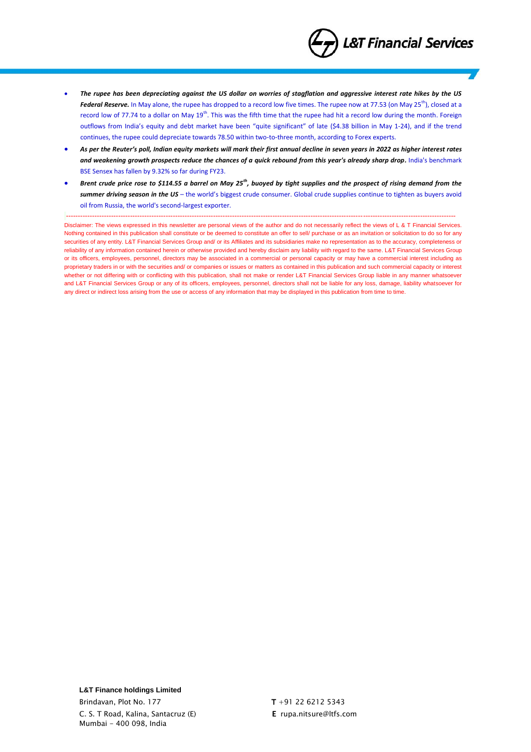- ***The rupee has been depreciating against the US dollar on worries of stagflation and aggressive interest rate hikes by the US Federal Reserve.*** In May alone, the rupee has dropped to a record low five times. The rupee now at 77.53 (on May 25th), closed at a record low of 77.74 to a dollar on May 19th. This was the fifth time that the rupee had hit a record low during the month. Foreign outflows from India's equity and debt market have been "quite significant" of late ($4.38 billion in May 1-24), and if the trend continues, the rupee could depreciate towards 78.50 within two-to-three month, according to Forex experts.
- ***As per the Reuter's poll, Indian equity markets will mark their first annual decline in seven years in 2022 as higher interest rates and weakening growth prospects reduce the chances of a quick rebound from this year's already sharp drop.*** India's benchmark BSE Sensex has fallen by 9.32% so far during FY23.
- ***Brent crude price rose to $114.55 a barrel on May 25th, buoyed by tight supplies and the prospect of rising demand from the summer driving season in the US*** – the world's biggest crude consumer. Global crude supplies continue to tighten as buyers avoid oil from Russia, the world's second-largest exporter.

---

Disclaimer: The views expressed in this newsletter are personal views of the author and do not necessarily reflect the views of L & T Financial Services. Nothing contained in this publication shall constitute or be deemed to constitute an offer to sell/ purchase or as an invitation or solicitation to do so for any securities of any entity. L&T Financial Services Group and/ or its Affiliates and its subsidiaries make no representation as to the accuracy, completeness or reliability of any information contained herein or otherwise provided and hereby disclaim any liability with regard to the same. L&T Financial Services Group or its officers, employees, personnel, directors may be associated in a commercial or personal capacity or may have a commercial interest including as proprietary traders in or with the securities and/ or companies or issues or matters as contained in this publication and such commercial capacity or interest whether or not differing with or conflicting with this publication, shall not make or render L&T Financial Services Group liable in any manner whatsoever and L&T Financial Services Group or any of its officers, employees, personnel, directors shall not be liable for any loss, damage, liability whatsoever for any direct or indirect loss arising from the use or access of any information that may be displayed in this publication from time to time.

**L&T Finance holdings Limited**
Brindavan, Plot No. 177
C. S. T Road, Kalina, Santacruz (E)
Mumbai - 400 098, India

**T** +91 22 6212 5343
**E** rupa.nitsure@ltfs.com